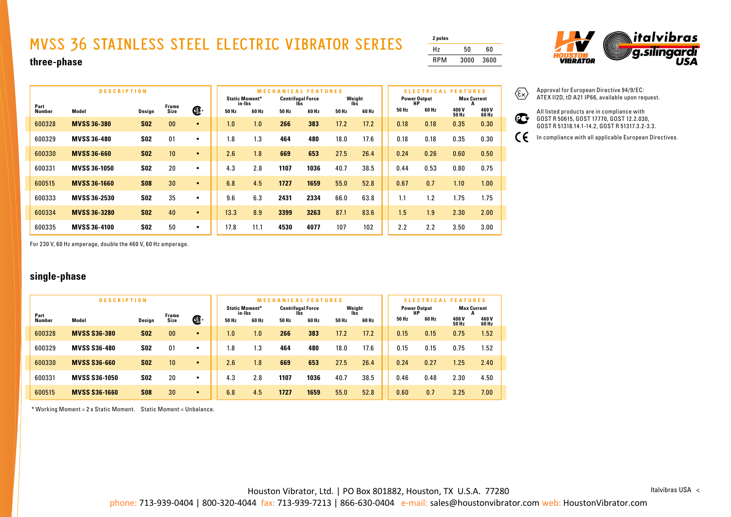# MVSS 36 STAINLESS STEEL ELECTRIC VIBRATOR SERIES

| 2 poles | | |
|---|---|---|
| Hz | 50 | 60 |
| RPM | 3000 | 3600 |

## three-phase

| DESCRIPTION | | | | | MECHANICAL FEATURES | | | | | | ELECTRICAL FEATURES | | | |
|---|---|---|---|---|---|---|---|---|---|---|---|---|---|---|
| | | | | | Static Moment* in-lbs | | Centrifugal Force lbs | | Weight lbs | | Power Output HP | | Max Current A | |
| Part Number | Model | Design | Frame Size | CSA | 50 Hz | 60 Hz | 50 Hz | 60 Hz | 50 Hz | 60 Hz | 50 Hz | 60 Hz | 400 V 50 Hz | 460 V 60 Hz |
| 600328 | **MVSS 36-380** | **S02** | 00 | • | 1.0 | 1.0 | **266** | **383** | 17.2 | 17.2 | 0.18 | 0.18 | 0.35 | 0.30 |
| 600329 | **MVSS 36-480** | **S02** | 01 | • | 1.8 | 1.3 | **464** | **480** | 18.0 | 17.6 | 0.18 | 0.18 | 0.35 | 0.30 |
| 600330 | **MVSS 36-660** | **S02** | 10 | • | 2.6 | 1.8 | **669** | **653** | 27.5 | 26.4 | 0.24 | 0.26 | 0.60 | 0.50 |
| 600331 | **MVSS 36-1050** | **S02** | 20 | • | 4.3 | 2.8 | **1107** | **1036** | 40.7 | 38.5 | 0.44 | 0.53 | 0.80 | 0.75 |
| 600515 | **MVSS 36-1660** | **S08** | 30 | • | 6.8 | 4.5 | **1727** | **1659** | 55.0 | 52.8 | 0.67 | 0.7 | 1.10 | 1.00 |
| 600333 | **MVSS 36-2530** | **S02** | 35 | • | 9.6 | 6.3 | **2431** | **2334** | 66.0 | 63.8 | 1.1 | 1.2 | 1.75 | 1.75 |
| 600334 | **MVSS 36-3280** | **S02** | 40 | • | 13.3 | 8.9 | **3399** | **3263** | 87.1 | 83.6 | 1.5 | 1.9 | 2.30 | 2.00 |
| 600335 | **MVSS 36-4100** | **S02** | 50 | • | 17.8 | 11.1 | **4530** | **4077** | 107 | 102 | 2.2 | 2.2 | 3.50 | 3.00 |

For 230 V, 60 Hz amperage, double the 460 V, 60 Hz amperage.

Approval for European Directive 94/9/EC: ATEX II2D, tD A21 IP66, available upon request.

All listed products are in compliance with GOST R 50615, GOST 17770, GOST 12.2.030, GOST R 51318.14.1-14.2, GOST R 51317.3.2-3.3.

In compliance with all applicable European Directives.

## single-phase

| DESCRIPTION | | | | | MECHANICAL FEATURES | | | | | | ELECTRICAL FEATURES | | | |
|---|---|---|---|---|---|---|---|---|---|---|---|---|---|---|
| | | | | | Static Moment* in-lbs | | Centrifugal Force lbs | | Weight lbs | | Power Output HP | | Max Current A | |
| Part Number | Model | Design | Frame Size | CSA | 50 Hz | 60 Hz | 50 Hz | 60 Hz | 50 Hz | 60 Hz | 50 Hz | 60 Hz | 400 V 50 Hz | 460 V 60 Hz |
| 600328 | **MVSS S36-380** | **S02** | 00 | • | 1.0 | 1.0 | **266** | **383** | 17.2 | 17.2 | 0.15 | 0.15 | 0.75 | 1.52 |
| 600329 | **MVSS S36-480** | **S02** | 01 | • | 1.8 | 1.3 | **464** | **480** | 18.0 | 17.6 | 0.15 | 0.15 | 0.75 | 1.52 |
| 600330 | **MVSS S36-660** | **S02** | 10 | • | 2.6 | 1.8 | **669** | **653** | 27.5 | 26.4 | 0.24 | 0.27 | 1.25 | 2.40 |
| 600331 | **MVSS S36-1050** | **S02** | 20 | • | 4.3 | 2.8 | **1107** | **1036** | 40.7 | 38.5 | 0.46 | 0.48 | 2.30 | 4.50 |
| 600515 | **MVSS S36-1660** | **S08** | 30 | • | 6.8 | 4.5 | **1727** | **1659** | 55.0 | 52.8 | 0.60 | 0.7 | 3.25 | 7.00 |

* Working Moment = 2 x Static Moment. Static Moment = Unbalance.

Houston Vibrator, Ltd. | PO Box 801882, Houston, TX U.S.A. 77280

phone: 713-939-0404 | 800-320-4044 fax: 713-939-7213 | 866-630-0404 e-mail: sales@houstonvibrator.com web: HoustonVibrator.com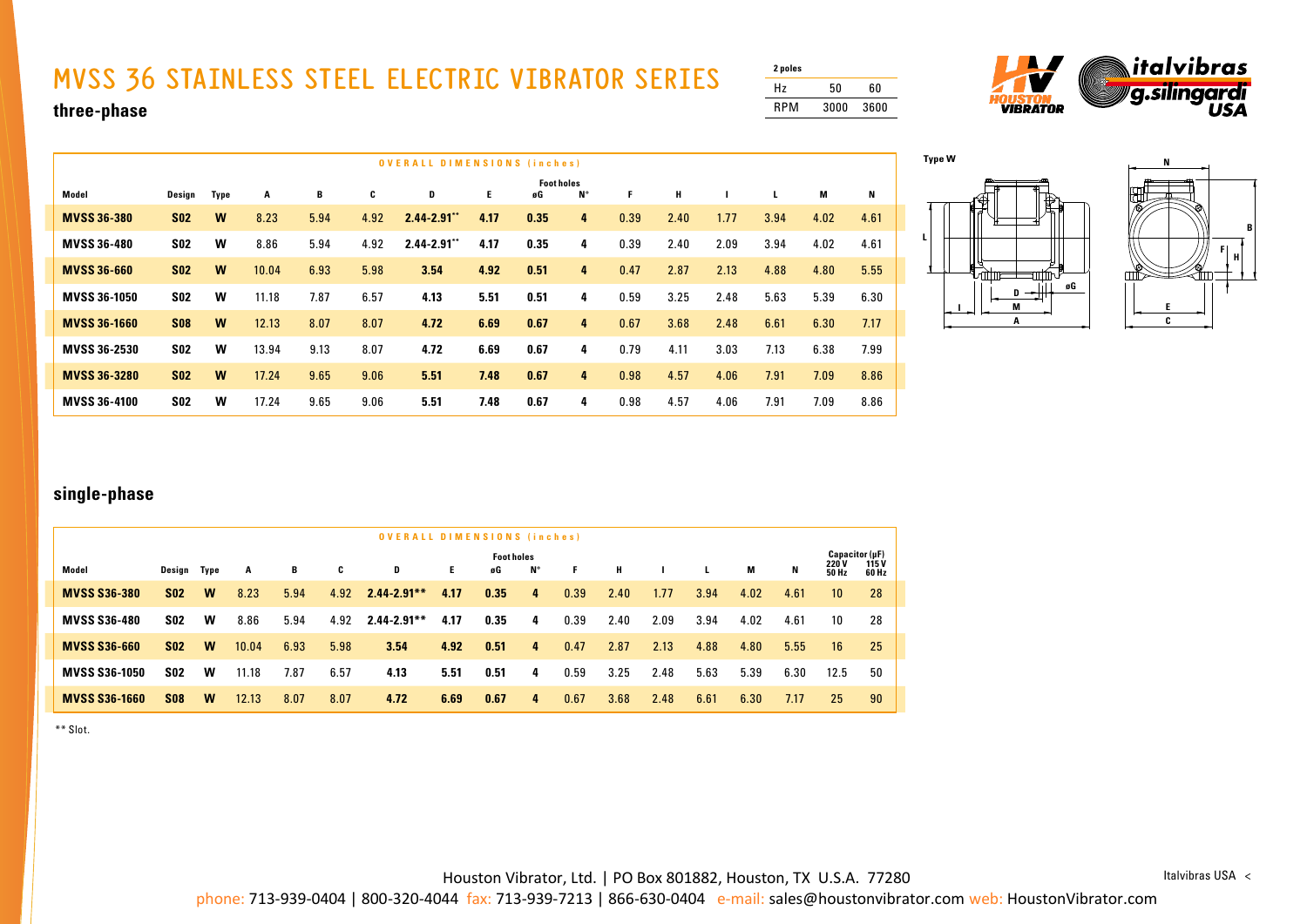# MVSS 36 STAINLESS STEEL ELECTRIC VIBRATOR SERIES

**three-phase**

| 2 poles | | |
|---|---|---|
| Hz | 50 | 60 |
| RPM | 3000 | 3600 |

| OVERALL DIMENSIONS (inches) | | | | | | | | Foot holes | | | | | | | |
|---|---|---|---|---|---|---|---|---|---|---|---|---|---|---|---|
| Model | Design | Type | A | B | C | D | E | øG | N° | F | H | I | L | M | N |
| **MVSS 36-380** | **S02** | **W** | 8.23 | 5.94 | 4.92 | **2.44-2.91**\*\* | **4.17** | **0.35** | **4** | 0.39 | 2.40 | 1.77 | 3.94 | 4.02 | 4.61 |
| **MVSS 36-480** | **S02** | **W** | 8.86 | 5.94 | 4.92 | **2.44-2.91**\*\* | **4.17** | **0.35** | **4** | 0.39 | 2.40 | 2.09 | 3.94 | 4.02 | 4.61 |
| **MVSS 36-660** | **S02** | **W** | 10.04 | 6.93 | 5.98 | **3.54** | **4.92** | **0.51** | **4** | 0.47 | 2.87 | 2.13 | 4.88 | 4.80 | 5.55 |
| **MVSS 36-1050** | **S02** | **W** | 11.18 | 7.87 | 6.57 | **4.13** | **5.51** | **0.51** | **4** | 0.59 | 3.25 | 2.48 | 5.63 | 5.39 | 6.30 |
| **MVSS 36-1660** | **S08** | **W** | 12.13 | 8.07 | 8.07 | **4.72** | **6.69** | **0.67** | **4** | 0.67 | 3.68 | 2.48 | 6.61 | 6.30 | 7.17 |
| **MVSS 36-2530** | **S02** | **W** | 13.94 | 9.13 | 8.07 | **4.72** | **6.69** | **0.67** | **4** | 0.79 | 4.11 | 3.03 | 7.13 | 6.38 | 7.99 |
| **MVSS 36-3280** | **S02** | **W** | 17.24 | 9.65 | 9.06 | **5.51** | **7.48** | **0.67** | **4** | 0.98 | 4.57 | 4.06 | 7.91 | 7.09 | 8.86 |
| **MVSS 36-4100** | **S02** | **W** | 17.24 | 9.65 | 9.06 | **5.51** | **7.48** | **0.67** | **4** | 0.98 | 4.57 | 4.06 | 7.91 | 7.09 | 8.86 |

Type W

**single-phase**

| OVERALL DIMENSIONS (inches) | | | | | | | | Foot holes | | | | | | | | Capacitor (µF) | |
|---|---|---|---|---|---|---|---|---|---|---|---|---|---|---|---|---|---|
| Model | Design | Type | A | B | C | D | E | øG | N° | F | H | I | L | M | N | 220 V 50 Hz | 115 V 60 Hz |
| **MVSS S36-380** | **S02** | **W** | 8.23 | 5.94 | 4.92 | **2.44-2.91\*\*** | **4.17** | **0.35** | **4** | 0.39 | 2.40 | 1.77 | 3.94 | 4.02 | 4.61 | 10 | 28 |
| **MVSS S36-480** | **S02** | **W** | 8.86 | 5.94 | 4.92 | **2.44-2.91\*\*** | **4.17** | **0.35** | **4** | 0.39 | 2.40 | 2.09 | 3.94 | 4.02 | 4.61 | 10 | 28 |
| **MVSS S36-660** | **S02** | **W** | 10.04 | 6.93 | 5.98 | **3.54** | **4.92** | **0.51** | **4** | 0.47 | 2.87 | 2.13 | 4.88 | 4.80 | 5.55 | 16 | 25 |
| **MVSS S36-1050** | **S02** | **W** | 11.18 | 7.87 | 6.57 | **4.13** | **5.51** | **0.51** | **4** | 0.59 | 3.25 | 2.48 | 5.63 | 5.39 | 6.30 | 12.5 | 50 |
| **MVSS S36-1660** | **S08** | **W** | 12.13 | 8.07 | 8.07 | **4.72** | **6.69** | **0.67** | **4** | 0.67 | 3.68 | 2.48 | 6.61 | 6.30 | 7.17 | 25 | 90 |

\*\* Slot.

Houston Vibrator, Ltd. | PO Box 801882, Houston, TX U.S.A. 77280

phone: 713-939-0404 | 800-320-4044 fax: 713-939-7213 | 866-630-0404 e-mail: sales@houstonvibrator.com web: HoustonVibrator.com